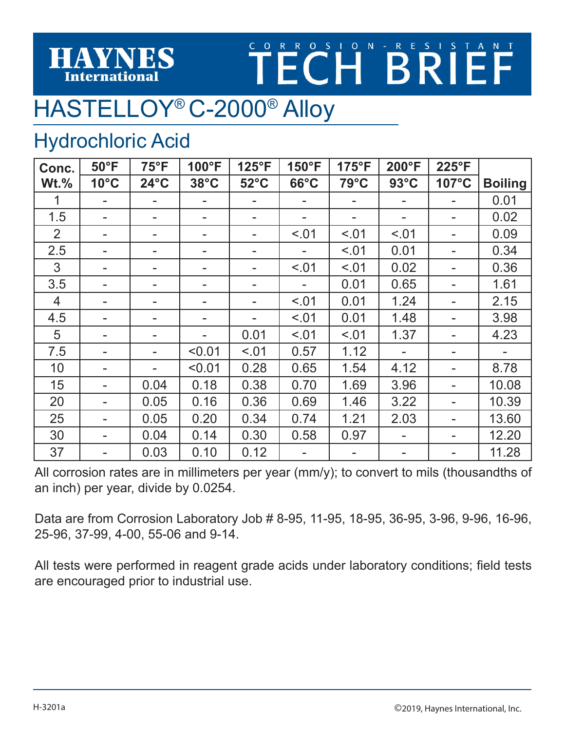HAYNES International

CORROSION-RESISTANT TECH BRIEF

# HASTELLOY® C-2000® Alloy

## Hydrochloric Acid

| Conc. Wt.% | 50°F 10°C | 75°F 24°C | 100°F 38°C | 125°F 52°C | 150°F 66°C | 175°F 79°C | 200°F 93°C | 225°F 107°C | Boiling |
|---|---|---|---|---|---|---|---|---|---|
| 1 | - | - | - | - | - | - | - | - | 0.01 |
| 1.5 | - | - | - | - | - | - | - | - | 0.02 |
| 2 | - | - | - | - | <.01 | <.01 | <.01 | - | 0.09 |
| 2.5 | - | - | - | - | - | <.01 | 0.01 | - | 0.34 |
| 3 | - | - | - | - | <.01 | <.01 | 0.02 | - | 0.36 |
| 3.5 | - | - | - | - | - | 0.01 | 0.65 | - | 1.61 |
| 4 | - | - | - | - | <.01 | 0.01 | 1.24 | - | 2.15 |
| 4.5 | - | - | - | - | <.01 | 0.01 | 1.48 | - | 3.98 |
| 5 | - | - | - | 0.01 | <.01 | <.01 | 1.37 | - | 4.23 |
| 7.5 | - | - | <0.01 | <.01 | 0.57 | 1.12 | - | - | - |
| 10 | - | - | <0.01 | 0.28 | 0.65 | 1.54 | 4.12 | - | 8.78 |
| 15 | - | 0.04 | 0.18 | 0.38 | 0.70 | 1.69 | 3.96 | - | 10.08 |
| 20 | - | 0.05 | 0.16 | 0.36 | 0.69 | 1.46 | 3.22 | - | 10.39 |
| 25 | - | 0.05 | 0.20 | 0.34 | 0.74 | 1.21 | 2.03 | - | 13.60 |
| 30 | - | 0.04 | 0.14 | 0.30 | 0.58 | 0.97 | - | - | 12.20 |
| 37 | - | 0.03 | 0.10 | 0.12 | - | - | - | - | 11.28 |

All corrosion rates are in millimeters per year (mm/y); to convert to mils (thousandths of an inch) per year, divide by 0.0254.

Data are from Corrosion Laboratory Job # 8-95, 11-95, 18-95, 36-95, 3-96, 9-96, 16-96, 25-96, 37-99, 4-00, 55-06 and 9-14.

All tests were performed in reagent grade acids under laboratory conditions; field tests are encouraged prior to industrial use.

H-3201a

©2019, Haynes International, Inc.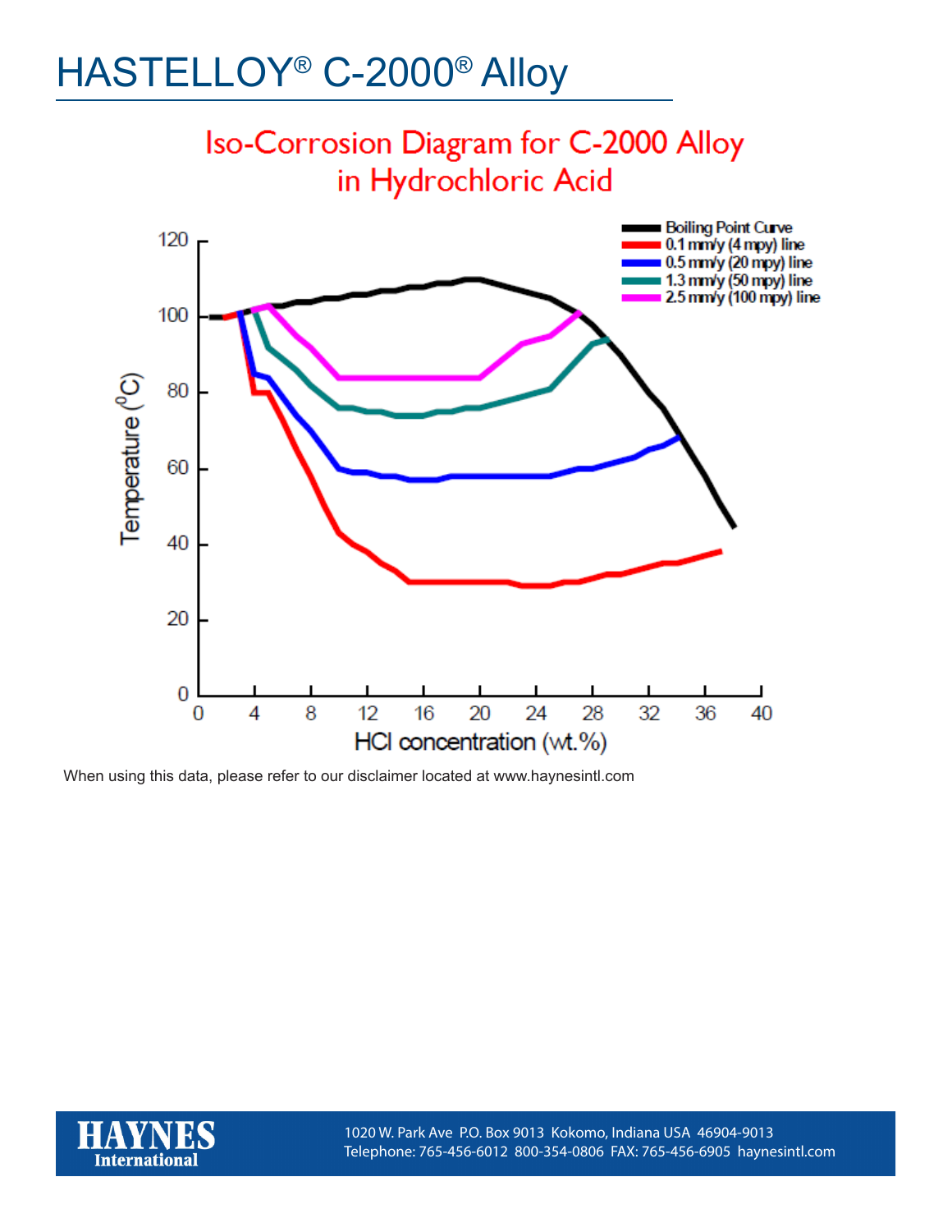# HASTELLOY® C-2000® Alloy

## Iso-Corrosion Diagram for C-2000 Alloy in Hydrochloric Acid

Boiling Point Curve
0.1 mm/y (4 mpy) line
0.5 mm/y (20 mpy) line
1.3 mm/y (50 mpy) line
2.5 mm/y (100 mpy) line

Temperature (°C)

120
100
80
60
40
20
0

0 4 8 12 16 20 24 28 32 36 40

HCl concentration (wt.%)

When using this data, please refer to our disclaimer located at www.haynesintl.com

HAYNES International

1020 W. Park Ave P.O. Box 9013 Kokomo, Indiana USA 46904-9013
Telephone: 765-456-6012 800-354-0806 FAX: 765-456-6905 haynesintl.com